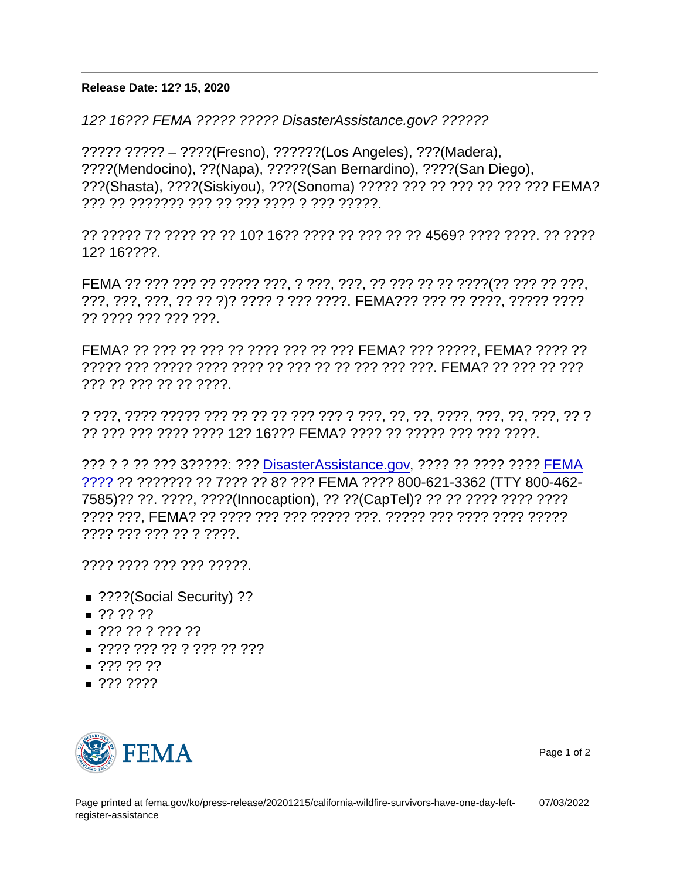**Release Date: 12? 15, 2020**

*12? 16??? FEMA ????? ????? DisasterAssistance.gov? ??????*

????? ????? – ????(Fresno), ??????(Los Angeles), ???(Madera), ????(Mendocino), ??(Napa), ?????(San Bernardino), ????(San Diego), ???(Shasta), ????(Siskiyou), ???(Sonoma) ????? ??? ?? ??? ?? ??? ??? FEMA? ??? ?? ??????? ??? ?? ??? ???? ? ??? ?????.

?? ????? 7? ???? ?? ?? 10? 16?? ???? ?? ??? ?? ?? 4569? ???? ????. ?? ???? 12? 16????.

FEMA ?? ??? ??? ?? ????? ???, ? ???, ???, ?? ??? ?? ?? ????(?? ??? ?? ???, ???, ???, ???, ?? ?? ?)? ???? ? ??? ????. FEMA??? ??? ?? ????, ????? ???? ?? ???? ??? ??? ???.

FEMA? ?? ??? ?? ??? ?? ???? ??? ?? ??? FEMA? ??? ?????, FEMA? ???? ?? ????? ??? ????? ???? ???? ?? ??? ?? ?? ??? ??? ???. FEMA? ?? ??? ?? ??? ??? ?? ??? ?? ?? ????.

? ???, ???? ????? ??? ?? ?? ?? ??? ??? ? ???, ??, ??, ????, ???, ??, ???, ?? ? ?? ??? ??? ???? ???? 12? 16??? FEMA? ???? ?? ????? ??? ??? ????.

??? ? ? ?? ??? 3?????: ??? [DisasterAssistance.gov](DisasterAssistance.gov), ???? ?? ???? ???? [FEMA ????](FEMA ????) ?? ??????? ?? 7???? ?? 8? ??? FEMA ???? 800-621-3362 (TTY 800-462-7585)?? ??. ????, ????(Innocaption), ?? ??(CapTel)? ?? ?? ???? ???? ???? ???? ???, FEMA? ?? ???? ??? ??? ????? ???. ????? ??? ???? ???? ????? ???? ??? ??? ?? ? ????.

???? ???? ??? ??? ?????.

- ????(Social Security) ??
- ?? ?? ??
- ??? ?? ? ??? ??
- ???? ??? ?? ? ??? ?? ???
- ??? ?? ??
- ??? ????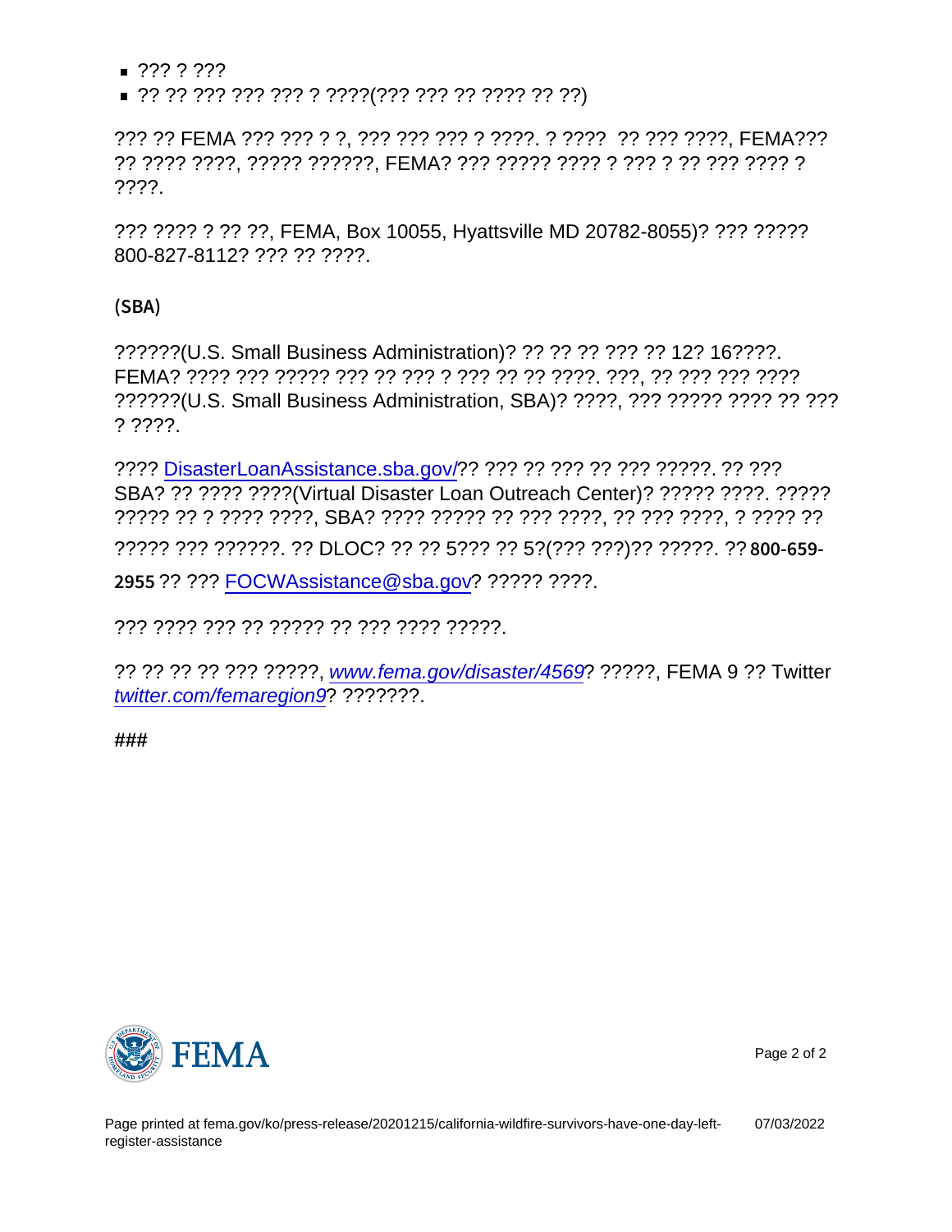- ??? ? ???
- ?? ?? ??? ??? ??? ? ????(??? ??? ?? ???? ?? ??)

??? ?? FEMA ??? ??? ? ?, ??? ??? ??? ? ????. ? ????  ?? ??? ????, FEMA??? ?? ???? ????, ????? ??????, FEMA? ??? ????? ???? ? ??? ? ?? ??? ???? ? ????.

??? ???? ? ?? ??, FEMA, Box 10055, Hyattsville MD 20782-8055)? ??? ????? 800-827-8112? ??? ?? ????.

### (SBA)

??????(U.S. Small Business Administration)? ?? ?? ?? ??? ?? 12? 16????. FEMA? ???? ??? ????? ??? ?? ??? ? ??? ?? ?? ????. ???, ?? ??? ??? ???? ??????(U.S. Small Business Administration, SBA)? ????, ??? ????? ???? ?? ??? ? ????.

???? DisasterLoanAssistance.sba.gov/?? ??? ?? ??? ?? ??? ?????. ?? ??? SBA? ?? ???? ????(Virtual Disaster Loan Outreach Center)? ????? ????. ????? ????? ?? ? ???? ????, SBA? ???? ????? ?? ??? ????, ?? ??? ????, ? ???? ?? ????? ??? ??????. ?? DLOC? ?? ?? 5??? ?? 5?(??? ???)?? ?????. ?? 800-659-2955 ?? ??? FOCWAssistance@sba.gov? ????? ????.

??? ???? ??? ?? ????? ?? ??? ???? ?????.

?? ?? ?? ?? ??? ?????, *www.fema.gov/disaster/4569*? ?????, FEMA 9 ?? Twitter *twitter.com/femaregion9*? ???????.

###

Page printed at fema.gov/ko/press-release/20201215/california-wildfire-survivors-have-one-day-left-register-assistance 07/03/2022